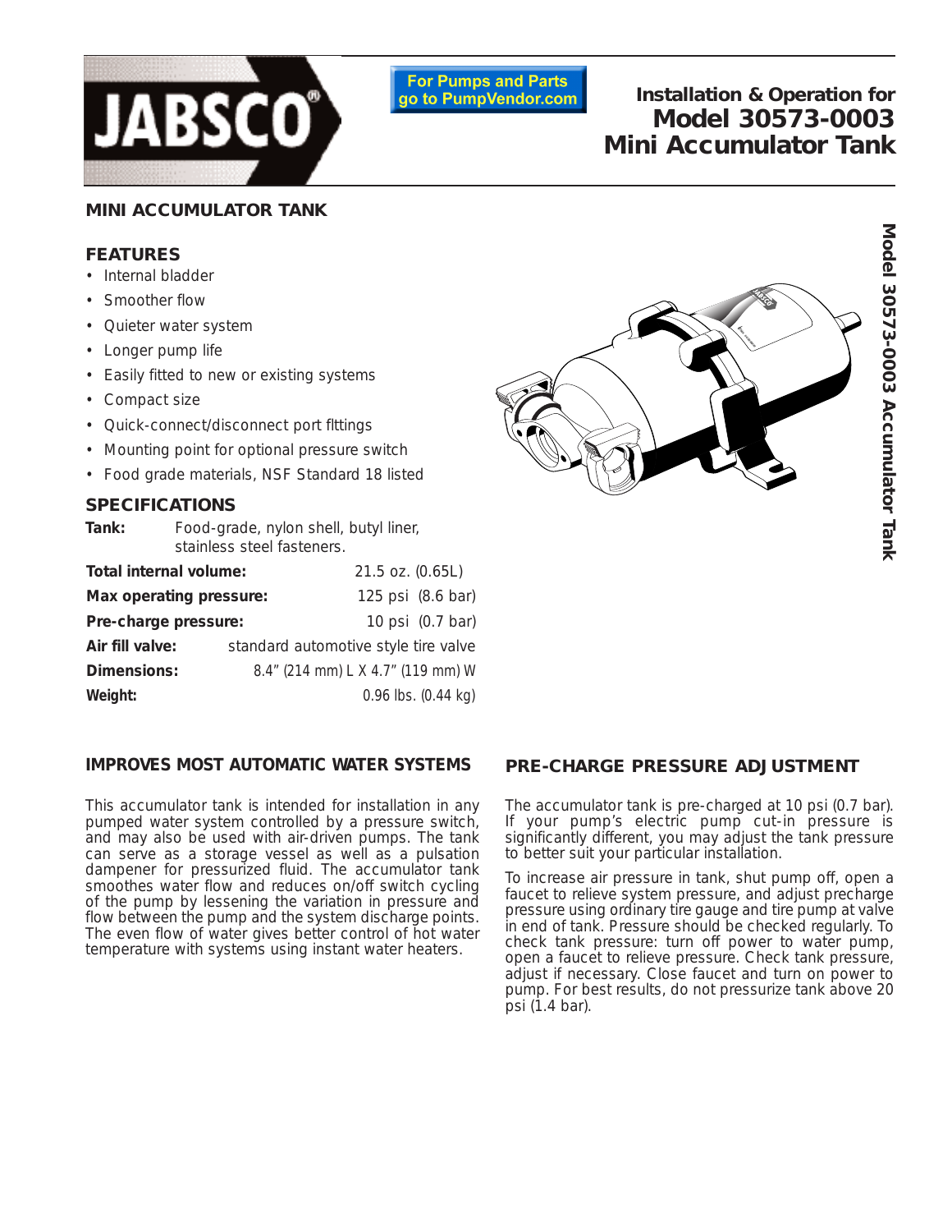JABSCO®

For Pumps and Parts go to PumpVendor.com

# Installation & Operation for Model 30573-0003 Mini Accumulator Tank

## MINI ACCUMULATOR TANK

### FEATURES

- Internal bladder
- Smoother flow
- Quieter water system
- Longer pump life
- Easily fitted to new or existing systems
- Compact size
- Quick-connect/disconnect port flttings
- Mounting point for optional pressure switch
- Food grade materials, NSF Standard 18 listed

### SPECIFICATIONS

**Tank:** Food-grade, nylon shell, butyl liner, stainless steel fasteners.

| | |
|---|---|
| **Total internal volume:** | 21.5 oz. (0.65L) |
| **Max operating pressure:** | 125 psi (8.6 bar) |
| **Pre-charge pressure:** | 10 psi (0.7 bar) |
| **Air fill valve:** | standard automotive style tire valve |
| **Dimensions:** | 8.4" (214 mm) L X 4.7" (119 mm) W |
| **Weight:** | 0.96 lbs. (0.44 kg) |

### IMPROVES MOST AUTOMATIC WATER SYSTEMS

This accumulator tank is intended for installation in any pumped water system controlled by a pressure switch, and may also be used with air-driven pumps. The tank can serve as a storage vessel as well as a pulsation dampener for pressurized fluid. The accumulator tank smoothes water flow and reduces on/off switch cycling of the pump by lessening the variation in pressure and flow between the pump and the system discharge points. The even flow of water gives better control of hot water temperature with systems using instant water heaters.

### PRE-CHARGE PRESSURE ADJUSTMENT

The accumulator tank is pre-charged at 10 psi (0.7 bar). If your pump's electric pump cut-in pressure is significantly different, you may adjust the tank pressure to better suit your particular installation.

To increase air pressure in tank, shut pump off, open a faucet to relieve system pressure, and adjust precharge pressure using ordinary tire gauge and tire pump at valve in end of tank. Pressure should be checked regularly. To check tank pressure: turn off power to water pump, open a faucet to relieve pressure. Check tank pressure, adjust if necessary. Close faucet and turn on power to pump. For best results, do not pressurize tank above 20 psi (1.4 bar).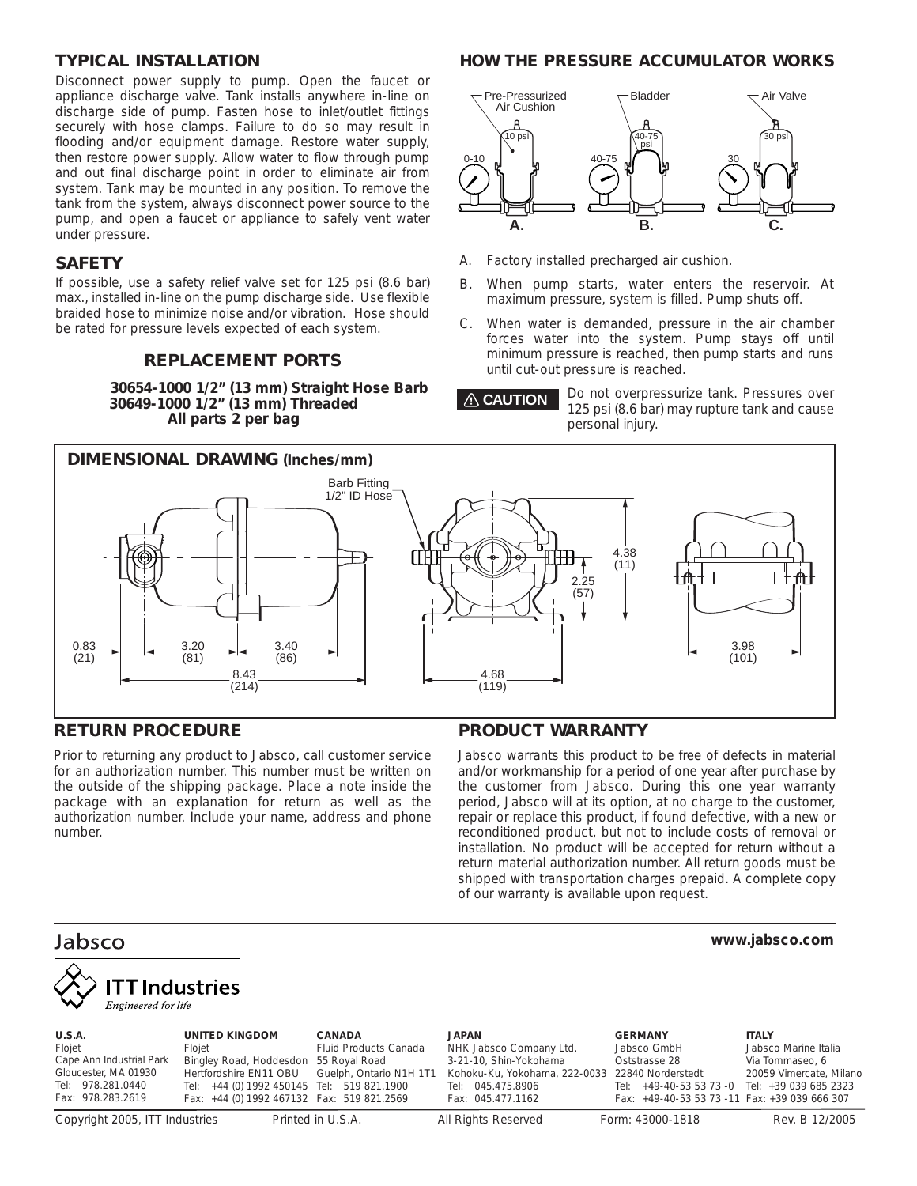## TYPICAL INSTALLATION

Disconnect power supply to pump. Open the faucet or appliance discharge valve. Tank installs anywhere in-line on discharge side of pump. Fasten hose to inlet/outlet fittings securely with hose clamps. Failure to do so may result in flooding and/or equipment damage. Restore water supply, then restore power supply. Allow water to flow through pump and out final discharge point in order to eliminate air from system. Tank may be mounted in any position. To remove the tank from the system, always disconnect power source to the pump, and open a faucet or appliance to safely vent water under pressure.

## SAFETY

If possible, use a safety relief valve set for 125 psi (8.6 bar) max., installed in-line on the pump discharge side. Use flexible braided hose to minimize noise and/or vibration. Hose should be rated for pressure levels expected of each system.

## REPLACEMENT PORTS

**30654-1000 1/2" (13 mm) Straight Hose Barb**
**30649-1000 1/2" (13 mm) Threaded**
**All parts 2 per bag**

## HOW THE PRESSURE ACCUMULATOR WORKS

Pre-Pressurized Air Cushion
Bladder
Air Valve
10 psi
0-10
40-75 psi
40-75
30 psi
30
A.
B.
C.

A. Factory installed precharged air cushion.

B. When pump starts, water enters the reservoir. At maximum pressure, system is filled. Pump shuts off.

C. When water is demanded, pressure in the air chamber forces water into the system. Pump stays off until minimum pressure is reached, then pump starts and runs until cut-out pressure is reached.

⚠ **CAUTION** Do not overpressurize tank. Pressures over 125 psi (8.6 bar) may rupture tank and cause personal injury.

## DIMENSIONAL DRAWING (Inches/mm)

Barb Fitting
1/2" ID Hose
0.83 (21)
3.20 (81)
3.40 (86)
8.43 (214)
4.38 (11)
2.25 (57)
4.68 (119)
3.98 (101)

## RETURN PROCEDURE

Prior to returning any product to Jabsco, call customer service for an authorization number. This number must be written on the outside of the shipping package. Place a note inside the package with an explanation for return as well as the authorization number. Include your name, address and phone number.

## PRODUCT WARRANTY

Jabsco warrants this product to be free of defects in material and/or workmanship for a period of one year after purchase by the customer from Jabsco. During this one year warranty period, Jabsco will at its option, at no charge to the customer, repair or replace this product, if found defective, with a new or reconditioned product, but not to include costs of removal or installation. No product will be accepted for return without a return material authorization number. All return goods must be shipped with transportation charges prepaid. A complete copy of our warranty is available upon request.

Jabsco

**www.jabsco.com**

ITT Industries
*Engineered for life*

**U.S.A.**
Flojet
Cape Ann Industrial Park
Gloucester, MA 01930
Tel: 978.281.0440
Fax: 978.283.2619

**UNITED KINGDOM**
Flojet
Bingley Road, Hoddesdon
Hertfordshire EN11 OBU
Tel: +44 (0) 1992 450145
Fax: +44 (0) 1992 467132

**CANADA**
Fluid Products Canada
55 Royal Road
Guelph, Ontario N1H 1T1
Tel: 519 821.1900
Fax: 519 821.2569

**JAPAN**
NHK Jabsco Company Ltd.
3-21-10, Shin-Yokohama
Kohoku-Ku, Yokohama, 222-0033
Tel: 045.475.8906
Fax: 045.477.1162

**GERMANY**
Jabsco GmbH
Oststrasse 28
22840 Norderstedt
Tel: +49-40-53 53 73 -0
Fax: +49-40-53 53 73 -11

**ITALY**
Jabsco Marine Italia
Via Tommaseo, 6
20059 Vimercate, Milano
Tel: +39 039 685 2323
Fax: +39 039 666 307

Copyright 2005, ITT Industries | Printed in U.S.A. | All Rights Reserved | Form: 43000-1818 | Rev. B 12/2005